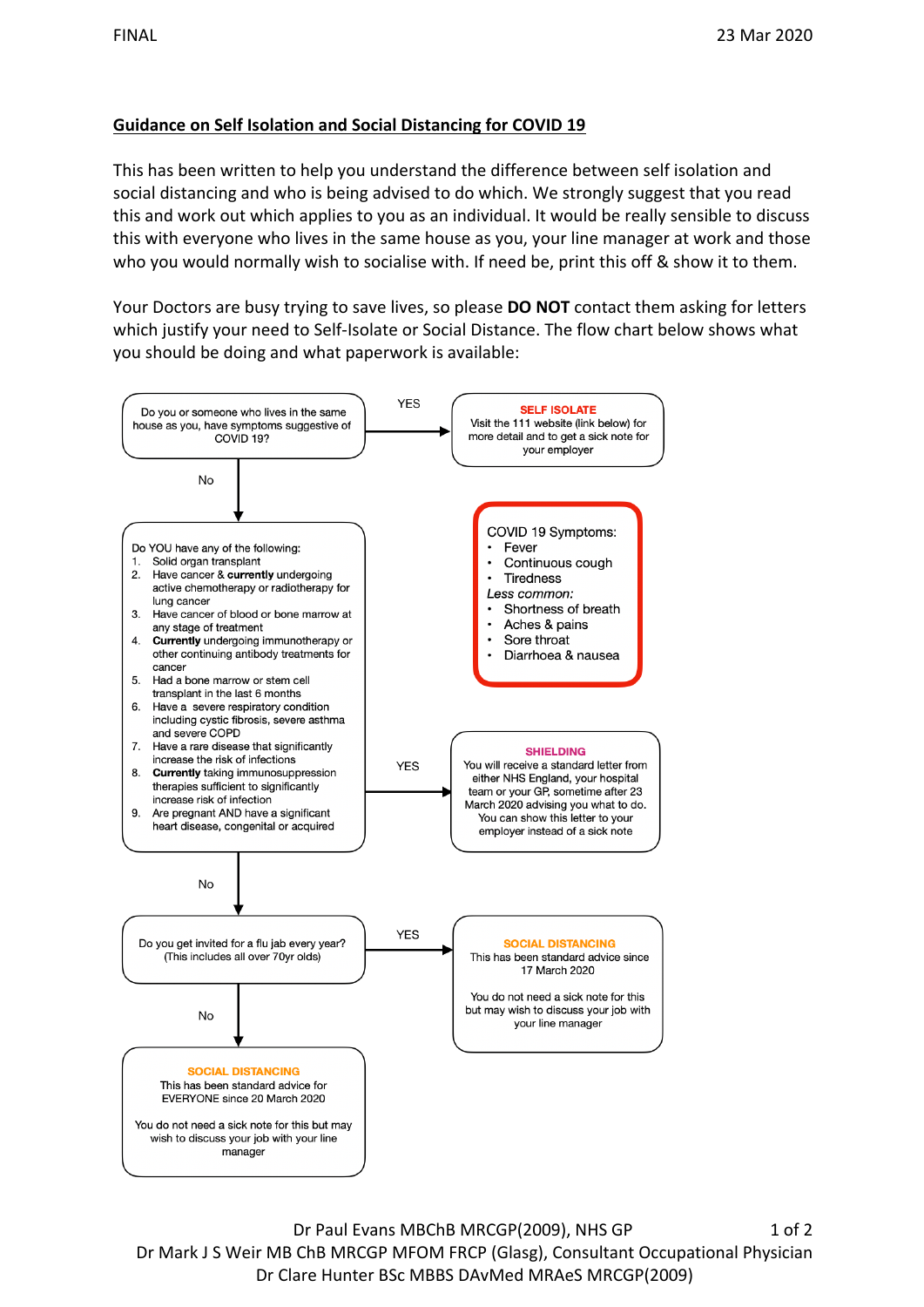FINAL 23 Mar 2020

## Guidance on Self Isolation and Social Distancing for COVID 19

This has been written to help you understand the difference between self isolation and social distancing and who is being advised to do which. We strongly suggest that you read this and work out which applies to you as an individual. It would be really sensible to discuss this with everyone who lives in the same house as you, your line manager at work and those who you would normally wish to socialise with. If need be, print this off & show it to them.

Your Doctors are busy trying to save lives, so please **DO NOT** contact them asking for letters which justify your need to Self-Isolate or Social Distance. The flow chart below shows what you should be doing and what paperwork is available:

Do you or someone who lives in the same house as you, have symptoms suggestive of COVID 19?

- **YES** → **SELF ISOLATE**: Visit the 111 website (link below) for more detail and to get a sick note for your employer
- **No** → next question

**COVID 19 Symptoms:**

- Fever
- Continuous cough
- Tiredness

*Less common:*

- Shortness of breath
- Aches & pains
- Sore throat
- Diarrhoea & nausea

Do YOU have any of the following:

1. Solid organ transplant
2. Have cancer & **currently** undergoing active chemotherapy or radiotherapy for lung cancer
3. Have cancer of blood or bone marrow at any stage of treatment
4. **Currently** undergoing immunotherapy or other continuing antibody treatments for cancer
5. Had a bone marrow or stem cell transplant in the last 6 months
6. Have a severe respiratory condition including cystic fibrosis, severe asthma and severe COPD
7. Have a rare disease that significantly increase the risk of infections
8. **Currently** taking immunosuppression therapies sufficient to significantly increase risk of infection
9. Are pregnant AND have a significant heart disease, congenital or acquired

- **YES** → **SHIELDING**: You will receive a standard letter from either NHS England, your hospital team or your GP, sometime after 23 March 2020 advising you what to do. You can show this letter to your employer instead of a sick note
- **No** → next question

Do you get invited for a flu jab every year? (This includes all over 70yr olds)

- **YES** → **SOCIAL DISTANCING**: This has been standard advice since 17 March 2020. You do not need a sick note for this but may wish to discuss your job with your line manager
- **No** → **SOCIAL DISTANCING**: This has been standard advice for EVERYONE since 20 March 2020. You do not need a sick note for this but may wish to discuss your job with your line manager

Dr Paul Evans MBChB MRCGP(2009), NHS GP
Dr Mark J S Weir MB ChB MRCGP MFOM FRCP (Glasg), Consultant Occupational Physician
Dr Clare Hunter BSc MBBS DAvMed MRAeS MRCGP(2009)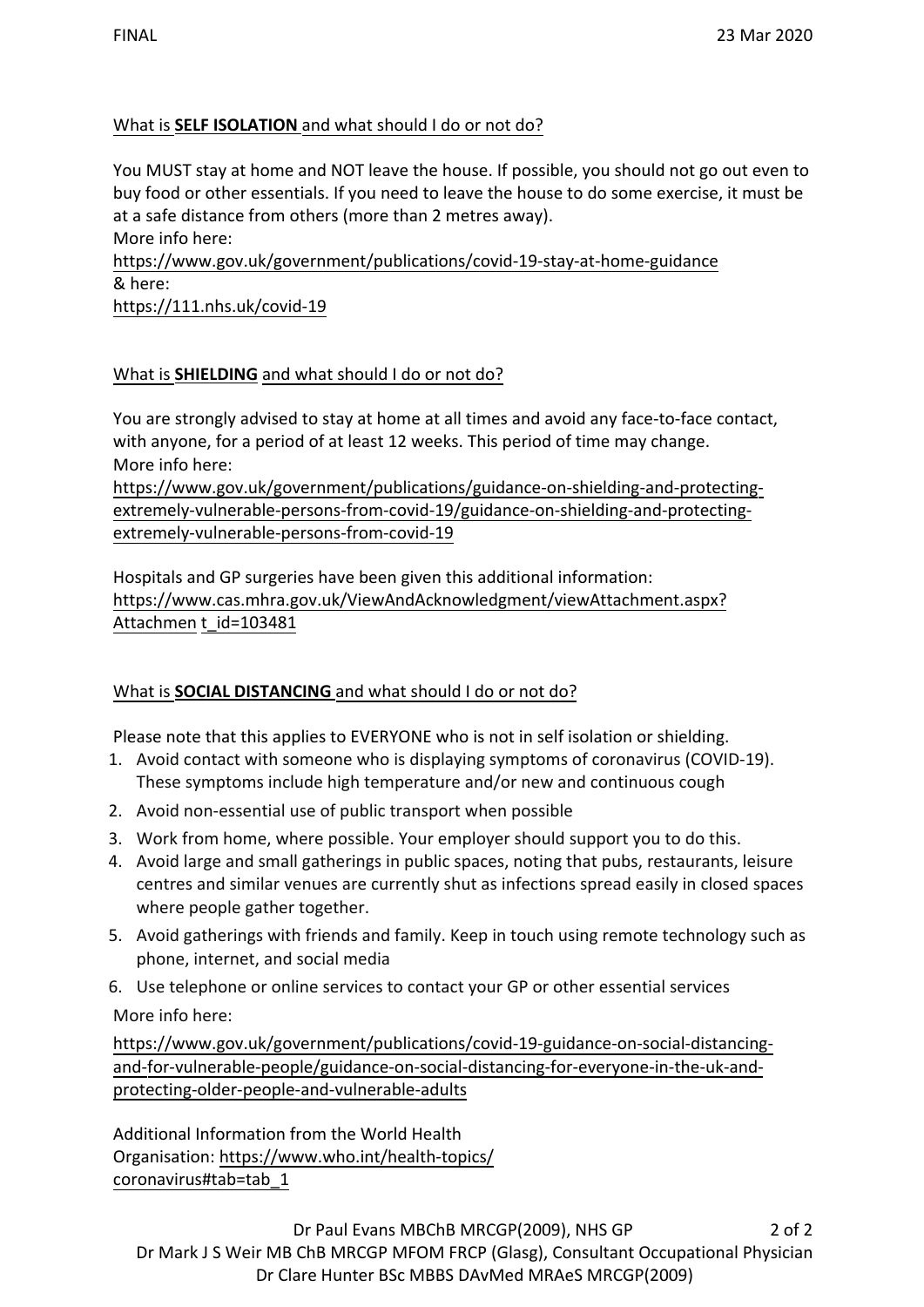## What is **SELF ISOLATION** and what should I do or not do?

You MUST stay at home and NOT leave the house. If possible, you should not go out even to buy food or other essentials. If you need to leave the house to do some exercise, it must be at a safe distance from others (more than 2 metres away).
More info here:
https://www.gov.uk/government/publications/covid-19-stay-at-home-guidance
& here:
https://111.nhs.uk/covid-19

## What is **SHIELDING** and what should I do or not do?

You are strongly advised to stay at home at all times and avoid any face-to-face contact, with anyone, for a period of at least 12 weeks. This period of time may change.
More info here:
https://www.gov.uk/government/publications/guidance-on-shielding-and-protecting-extremely-vulnerable-persons-from-covid-19/guidance-on-shielding-and-protecting-extremely-vulnerable-persons-from-covid-19

Hospitals and GP surgeries have been given this additional information:
https://www.cas.mhra.gov.uk/ViewAndAcknowledgment/viewAttachment.aspx?Attachment_id=103481

## What is **SOCIAL DISTANCING** and what should I do or not do?

Please note that this applies to EVERYONE who is not in self isolation or shielding.

1. Avoid contact with someone who is displaying symptoms of coronavirus (COVID-19). These symptoms include high temperature and/or new and continuous cough
2. Avoid non-essential use of public transport when possible
3. Work from home, where possible. Your employer should support you to do this.
4. Avoid large and small gatherings in public spaces, noting that pubs, restaurants, leisure centres and similar venues are currently shut as infections spread easily in closed spaces where people gather together.
5. Avoid gatherings with friends and family. Keep in touch using remote technology such as phone, internet, and social media
6. Use telephone or online services to contact your GP or other essential services

More info here:

https://www.gov.uk/government/publications/covid-19-guidance-on-social-distancing-and-for-vulnerable-people/guidance-on-social-distancing-for-everyone-in-the-uk-and-protecting-older-people-and-vulnerable-adults

Additional Information from the World Health Organisation: https://www.who.int/health-topics/coronavirus#tab=tab_1

Dr Paul Evans MBChB MRCGP(2009), NHS GP
Dr Mark J S Weir MB ChB MRCGP MFOM FRCP (Glasg), Consultant Occupational Physician
Dr Clare Hunter BSc MBBS DAvMed MRAeS MRCGP(2009)